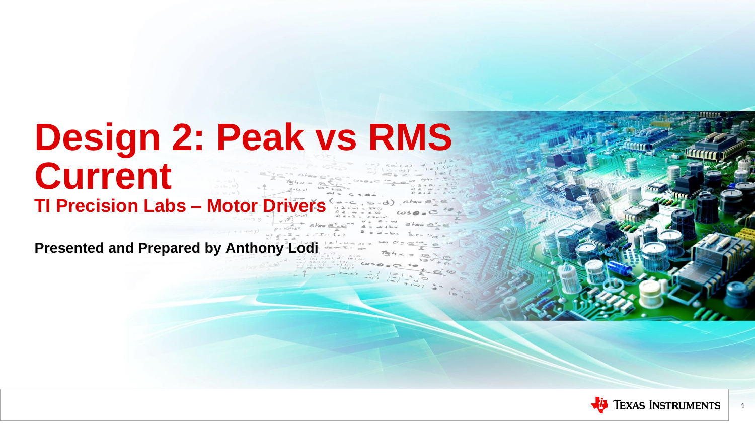# Design 2: Peak vs RMS Current

## TI Precision Labs – Motor Drivers

**Presented and Prepared by Anthony Lodi**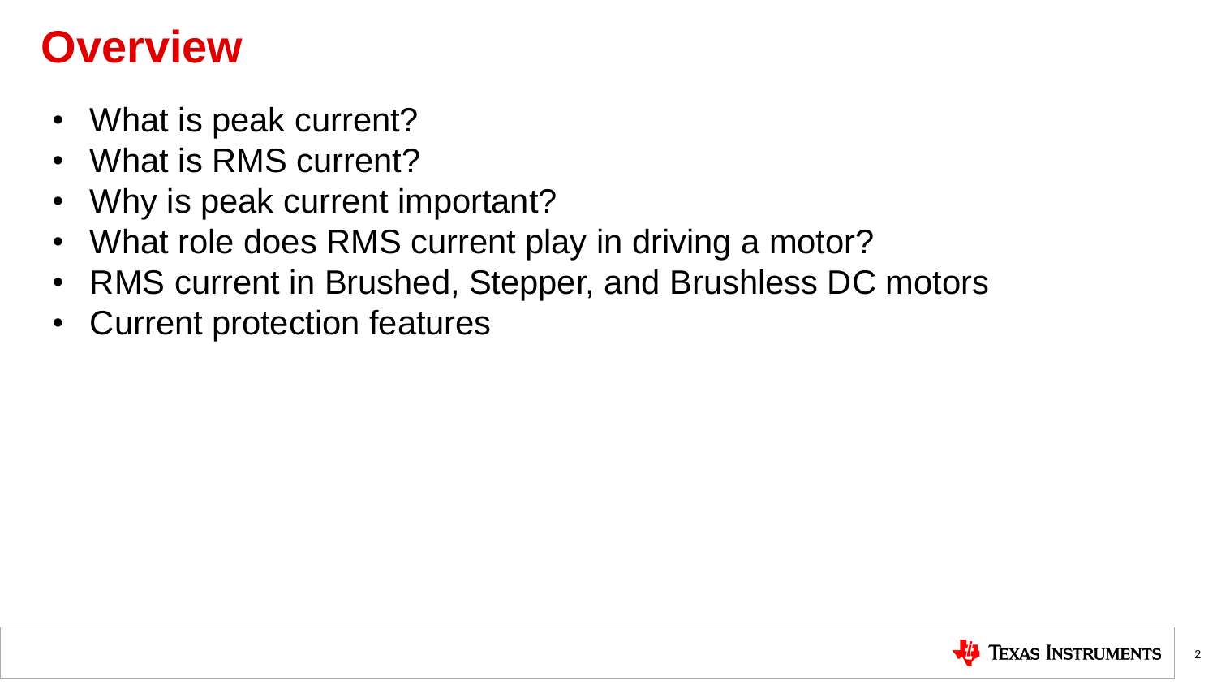# Overview

- What is peak current?
- What is RMS current?
- Why is peak current important?
- What role does RMS current play in driving a motor?
- RMS current in Brushed, Stepper, and Brushless DC motors
- Current protection features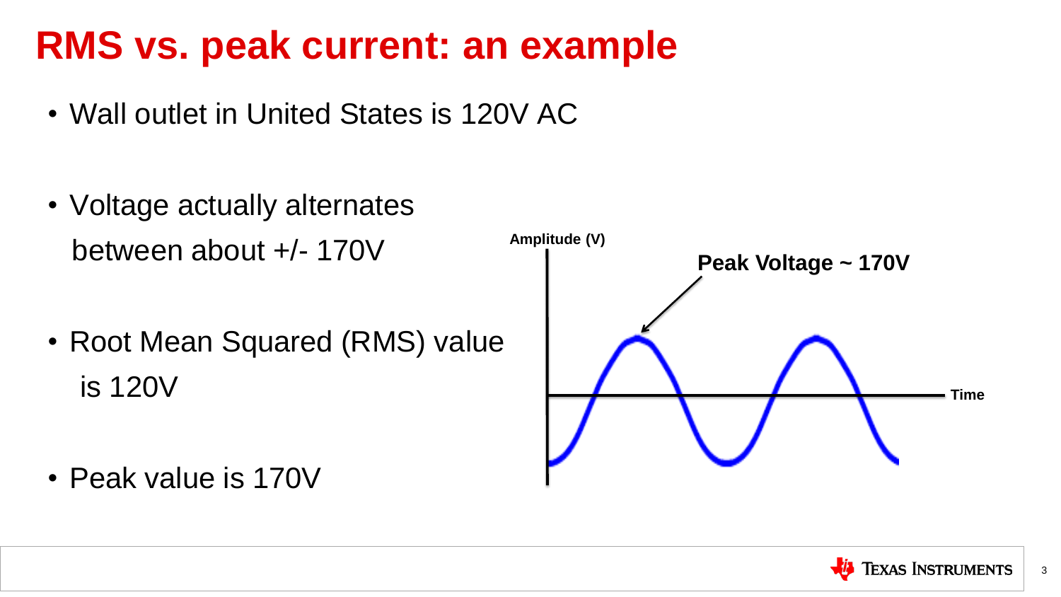# RMS vs. peak current: an example

- Wall outlet in United States is 120V AC
- Voltage actually alternates between about +/- 170V
- Root Mean Squared (RMS) value is 120V
- Peak value is 170V

Amplitude (V)

Peak Voltage ~ 170V

Time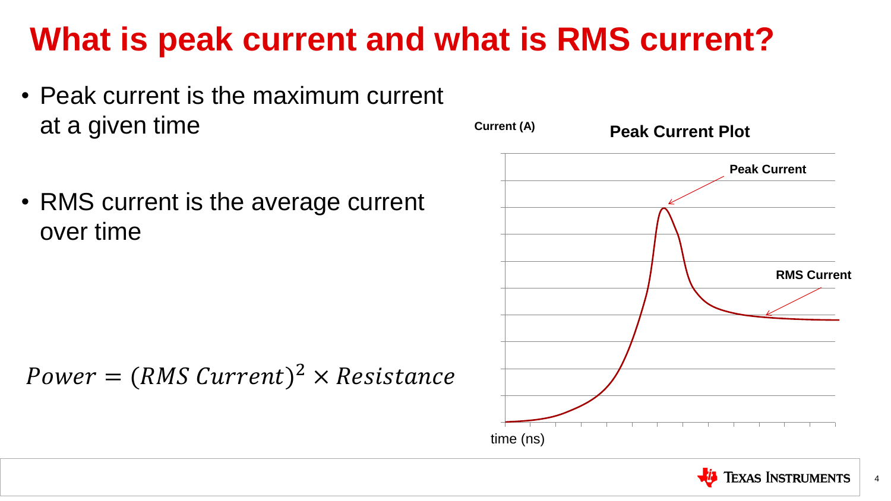# What is peak current and what is RMS current?

- Peak current is the maximum current at a given time

- RMS current is the average current over time

$$Power = (RMS\ Current)^2 \times Resistance$$

**Peak Current Plot**

Current (A)

Peak Current

RMS Current

time (ns)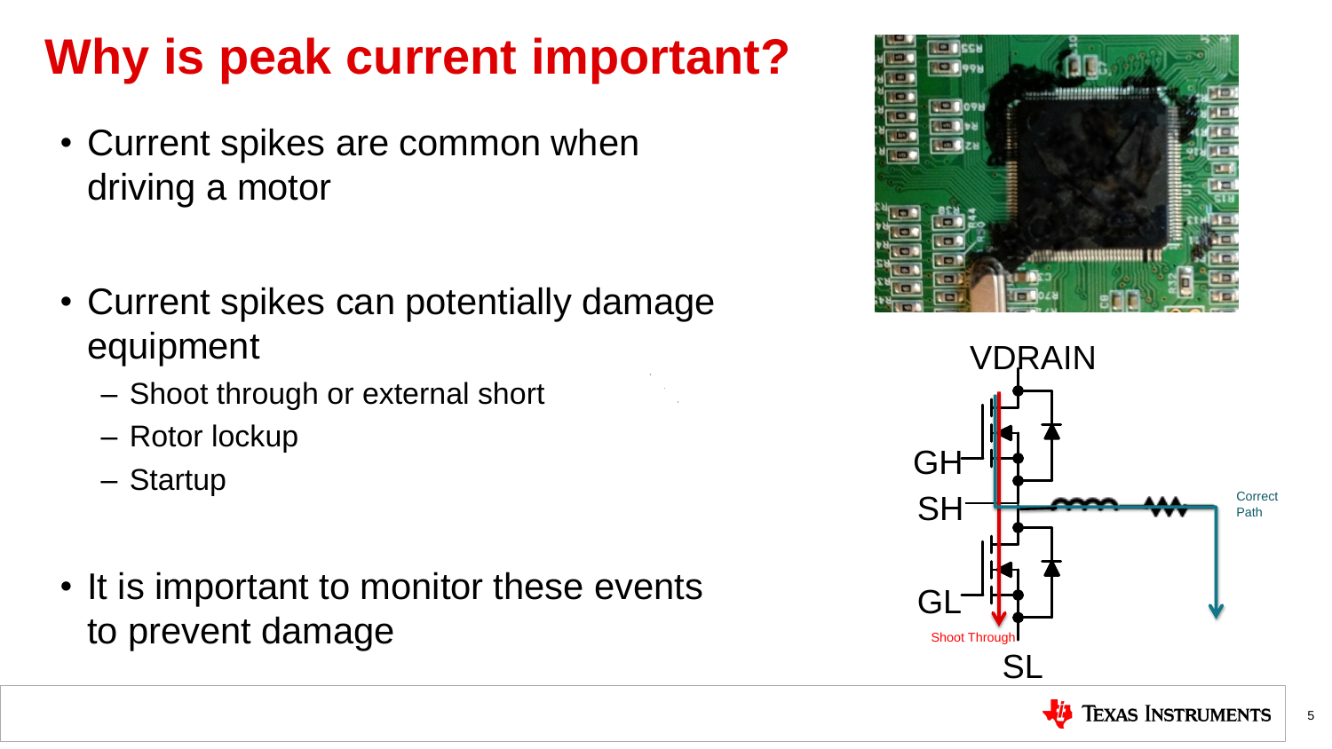# Why is peak current important?

- Current spikes are common when driving a motor
- Current spikes can potentially damage equipment
  - Shoot through or external short
  - Rotor lockup
  - Startup
- It is important to monitor these events to prevent damage

VDRAIN

GH

SH

GL

SL

Shoot Through

Correct Path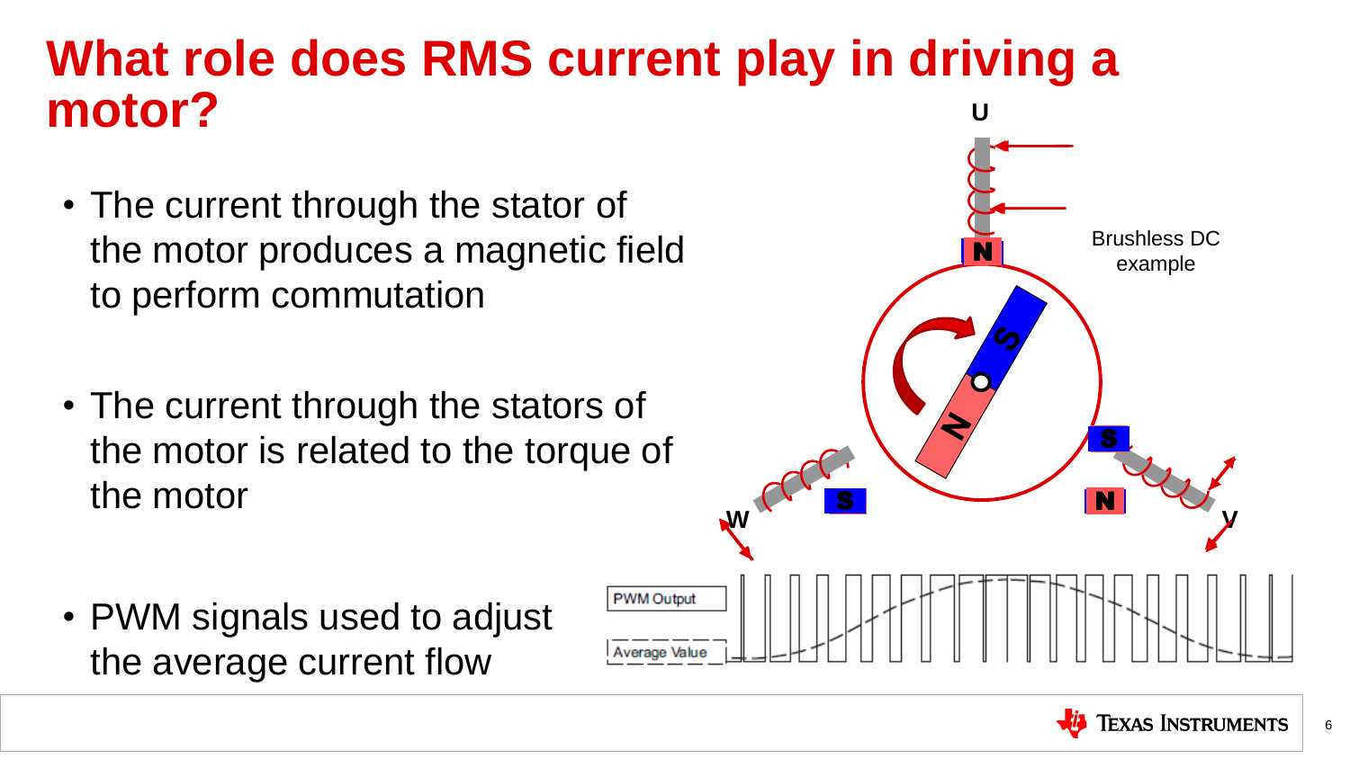# What role does RMS current play in driving a motor?

- The current through the stator of the motor produces a magnetic field to perform commutation

- The current through the stators of the motor is related to the torque of the motor

- PWM signals used to adjust the average current flow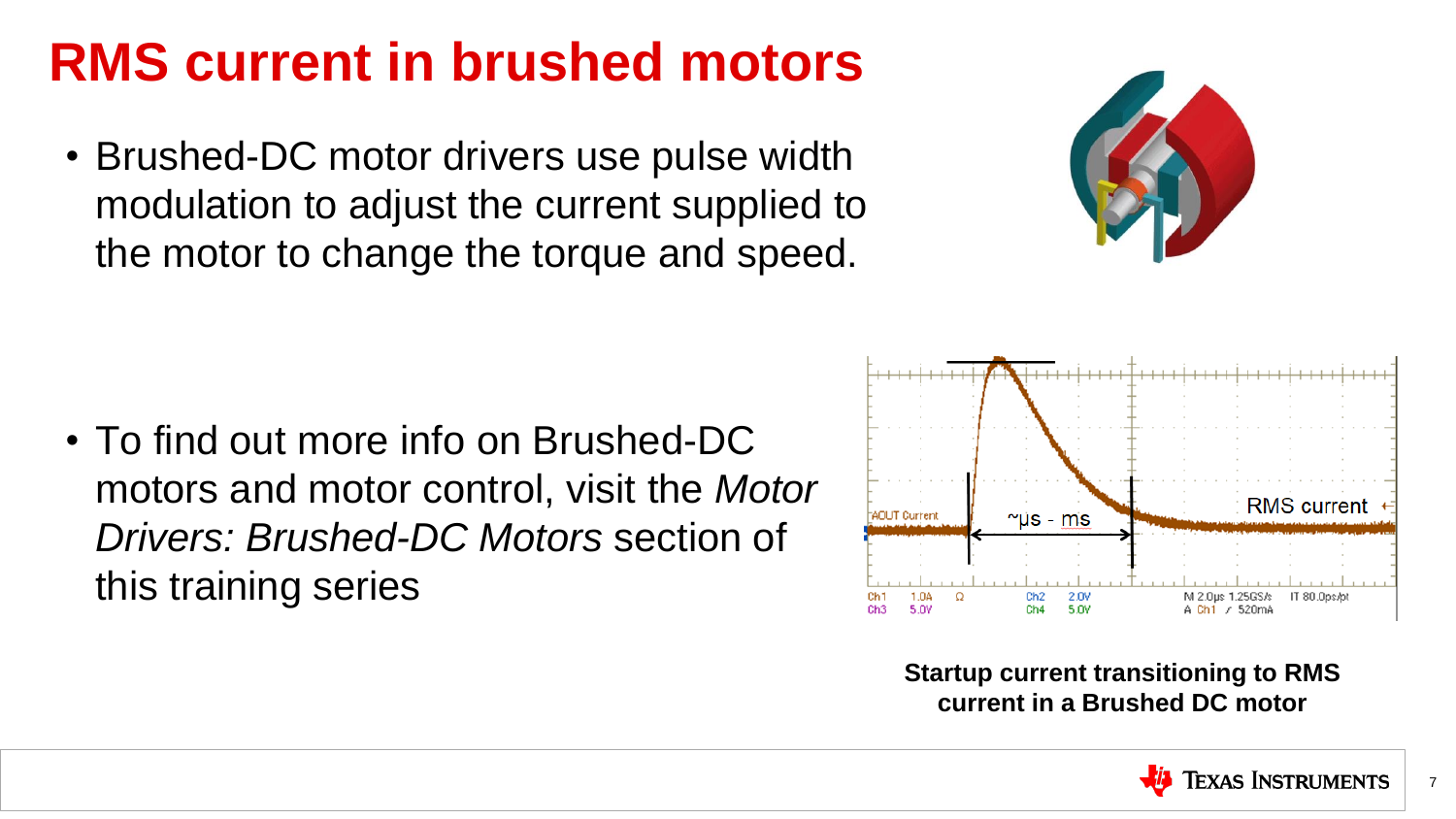# RMS current in brushed motors

- Brushed-DC motor drivers use pulse width modulation to adjust the current supplied to the motor to change the torque and speed.

- To find out more info on Brushed-DC motors and motor control, visit the *Motor Drivers: Brushed-DC Motors* section of this training series

**Startup current transitioning to RMS current in a Brushed DC motor**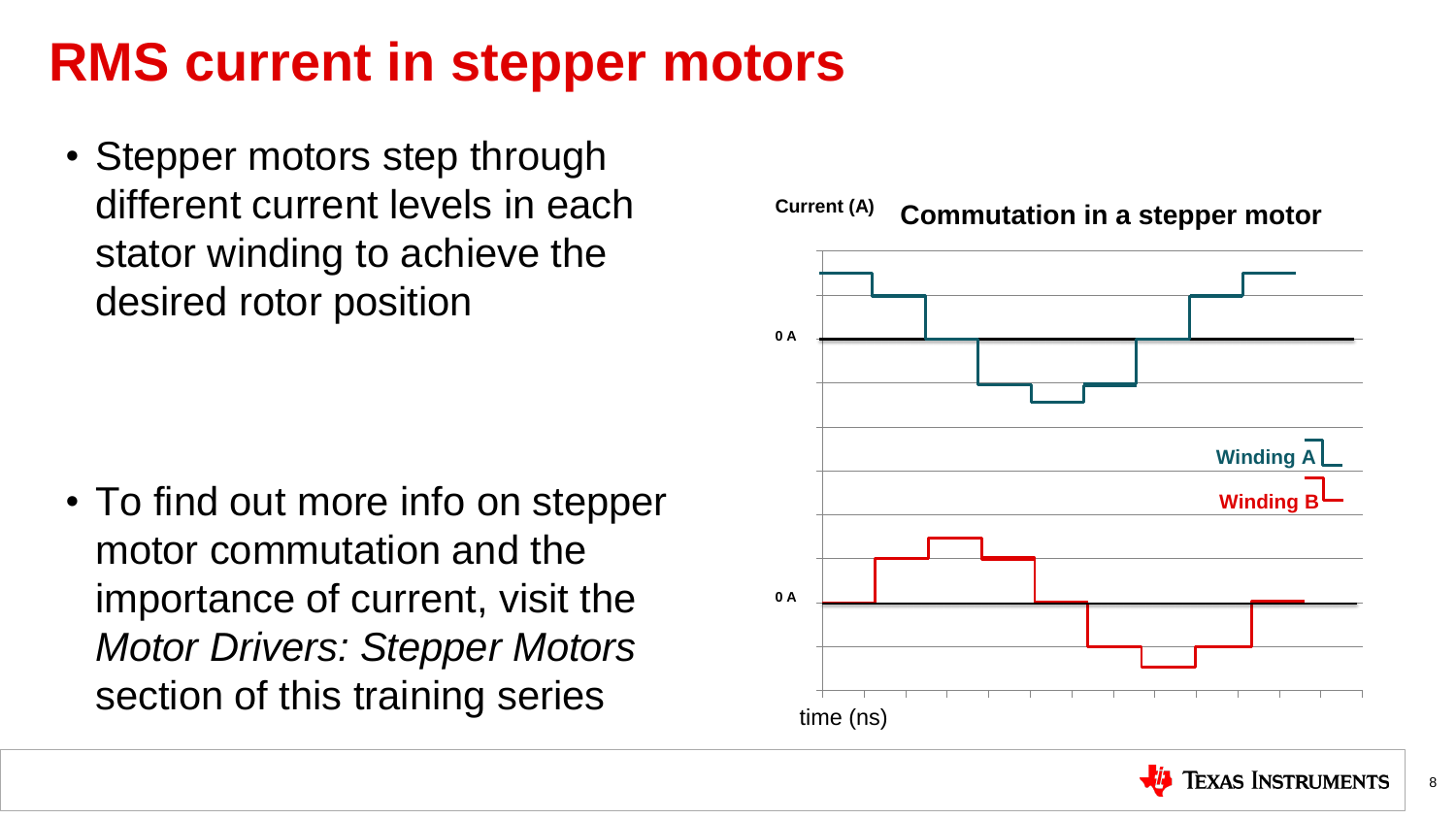# RMS current in stepper motors

- Stepper motors step through different current levels in each stator winding to achieve the desired rotor position

- To find out more info on stepper motor commutation and the importance of current, visit the *Motor Drivers: Stepper Motors* section of this training series

**Commutation in a stepper motor**

Current (A)

0 A

0 A

Winding A

Winding B

time (ns)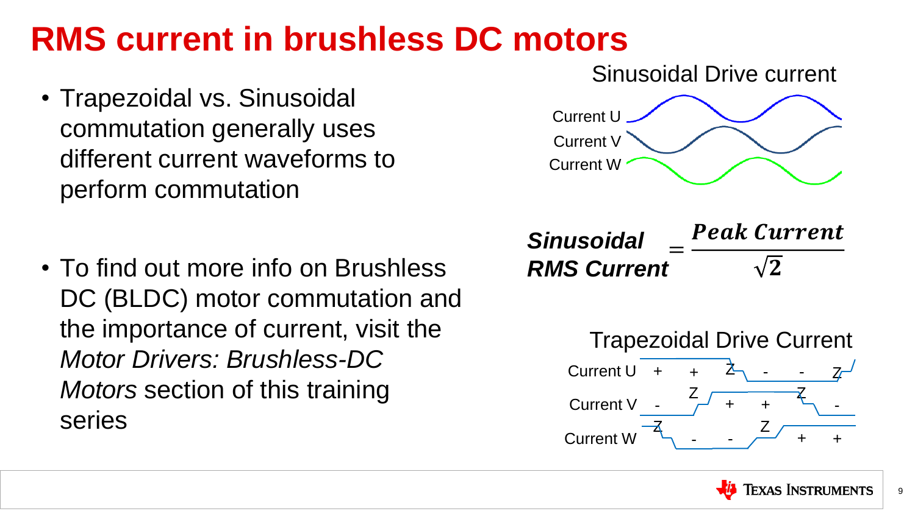# RMS current in brushless DC motors

- Trapezoidal vs. Sinusoidal commutation generally uses different current waveforms to perform commutation

- To find out more info on Brushless DC (BLDC) motor commutation and the importance of current, visit the *Motor Drivers: Brushless-DC Motors* section of this training series

Sinusoidal Drive current

Current U

Current V

Current W

$$\textbf{Sinusoidal RMS Current} = \frac{\textbf{Peak Current}}{\sqrt{2}}$$

Trapezoidal Drive Current

| | | | | | | |
|---|---|---|---|---|---|---|
| Current U | + | + | Z | - | - | Z |
| Current V | - | Z | + | + | Z | - |
| Current W | Z | - | - | Z | + | + |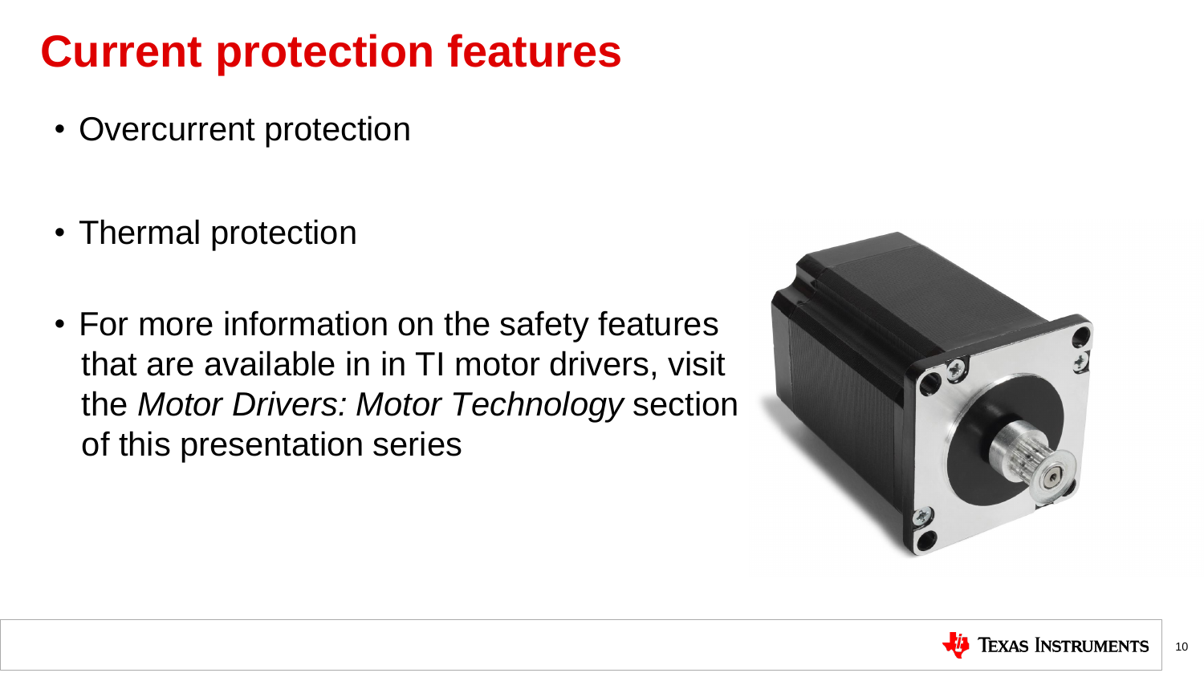# Current protection features

- Overcurrent protection
- Thermal protection
- For more information on the safety features that are available in in TI motor drivers, visit the *Motor Drivers: Motor Technology* section of this presentation series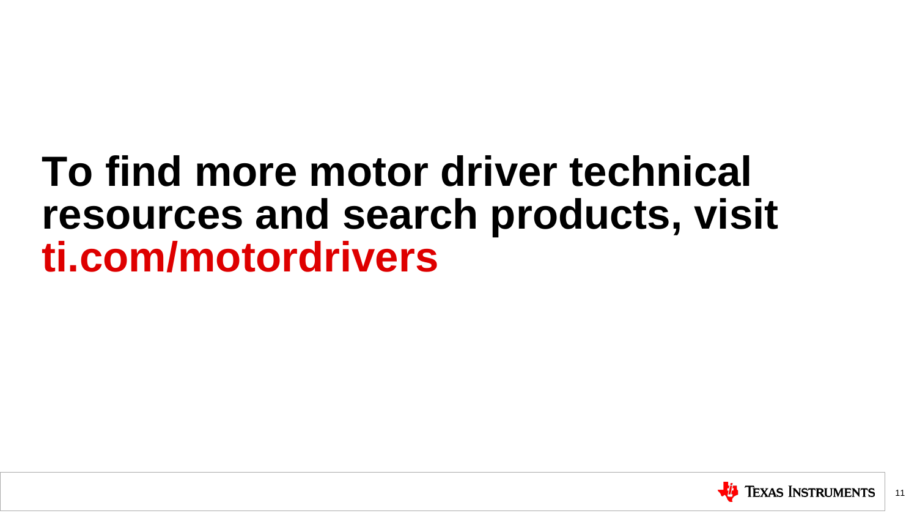**To find more motor driver technical resources and search products, visit ti.com/motordrivers**